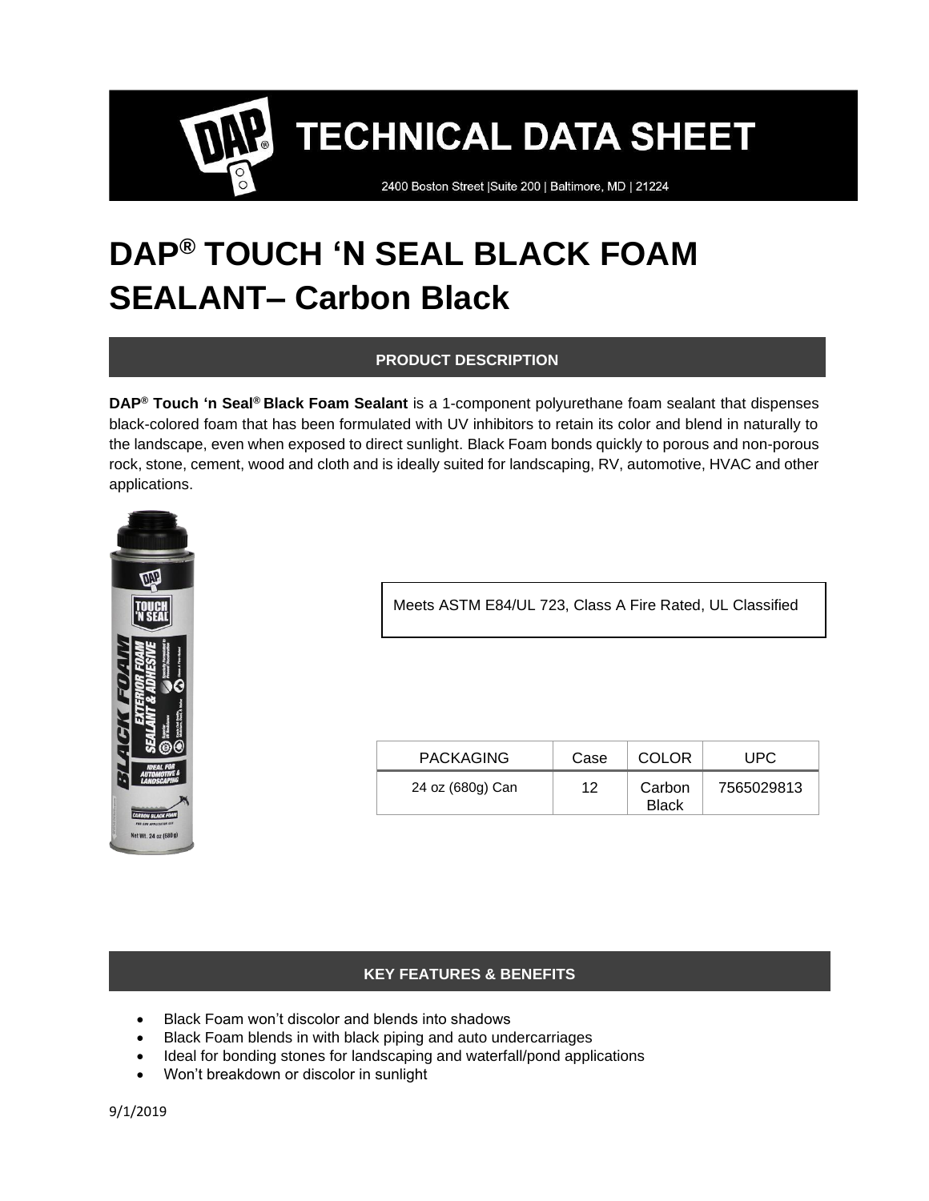# TECHNICAL DATA SHEET

2400 Boston Street |Suite 200 | Baltimore, MD | 21224

# DAP® TOUCH 'N SEAL BLACK FOAM SEALANT– Carbon Black

## PRODUCT DESCRIPTION

**DAP® Touch 'n Seal® Black Foam Sealant** is a 1-component polyurethane foam sealant that dispenses black-colored foam that has been formulated with UV inhibitors to retain its color and blend in naturally to the landscape, even when exposed to direct sunlight. Black Foam bonds quickly to porous and non-porous rock, stone, cement, wood and cloth and is ideally suited for landscaping, RV, automotive, HVAC and other applications.

Meets ASTM E84/UL 723, Class A Fire Rated, UL Classified

| PACKAGING | Case | COLOR | UPC |
|---|---|---|---|
| 24 oz (680g) Can | 12 | Carbon Black | 7565029813 |

## KEY FEATURES & BENEFITS

- Black Foam won't discolor and blends into shadows
- Black Foam blends in with black piping and auto undercarriages
- Ideal for bonding stones for landscaping and waterfall/pond applications
- Won't breakdown or discolor in sunlight

9/1/2019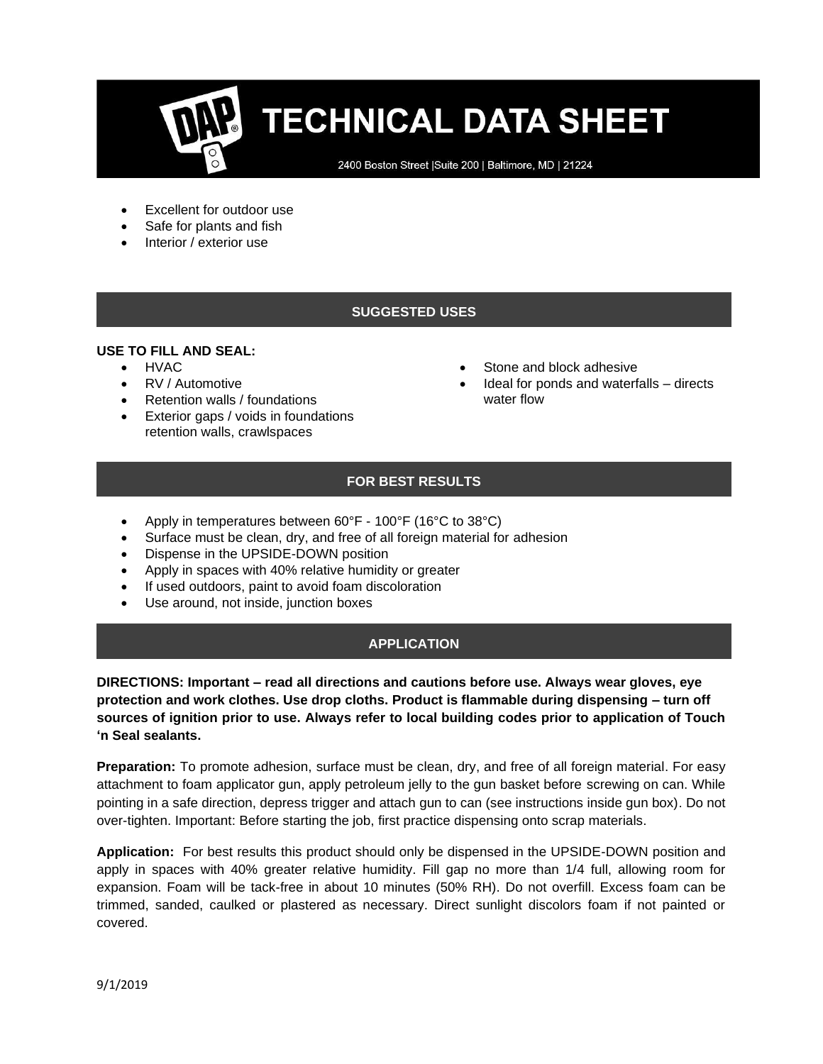# TECHNICAL DATA SHEET

2400 Boston Street |Suite 200 | Baltimore, MD | 21224

- Excellent for outdoor use
- Safe for plants and fish
- Interior / exterior use

## SUGGESTED USES

**USE TO FILL AND SEAL:**

- HVAC
- RV / Automotive
- Retention walls / foundations
- Exterior gaps / voids in foundations retention walls, crawlspaces
- Stone and block adhesive
- Ideal for ponds and waterfalls – directs water flow

## FOR BEST RESULTS

- Apply in temperatures between 60°F - 100°F (16°C to 38°C)
- Surface must be clean, dry, and free of all foreign material for adhesion
- Dispense in the UPSIDE-DOWN position
- Apply in spaces with 40% relative humidity or greater
- If used outdoors, paint to avoid foam discoloration
- Use around, not inside, junction boxes

## APPLICATION

**DIRECTIONS: Important – read all directions and cautions before use. Always wear gloves, eye protection and work clothes. Use drop cloths. Product is flammable during dispensing – turn off sources of ignition prior to use. Always refer to local building codes prior to application of Touch 'n Seal sealants.**

**Preparation:** To promote adhesion, surface must be clean, dry, and free of all foreign material. For easy attachment to foam applicator gun, apply petroleum jelly to the gun basket before screwing on can. While pointing in a safe direction, depress trigger and attach gun to can (see instructions inside gun box). Do not over-tighten. Important: Before starting the job, first practice dispensing onto scrap materials.

**Application:** For best results this product should only be dispensed in the UPSIDE-DOWN position and apply in spaces with 40% greater relative humidity. Fill gap no more than 1/4 full, allowing room for expansion. Foam will be tack-free in about 10 minutes (50% RH). Do not overfill. Excess foam can be trimmed, sanded, caulked or plastered as necessary. Direct sunlight discolors foam if not painted or covered.

9/1/2019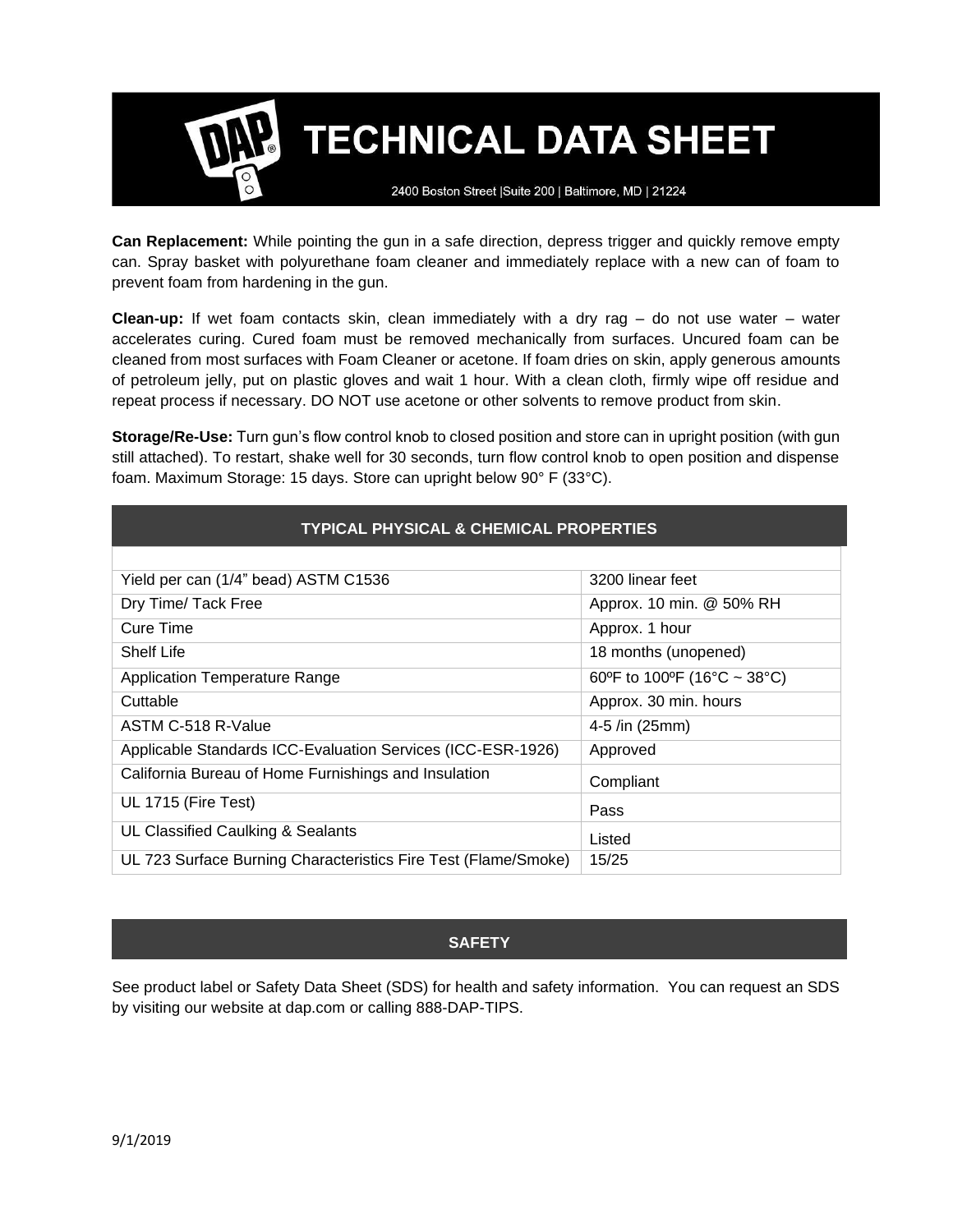# TECHNICAL DATA SHEET

2400 Boston Street |Suite 200 | Baltimore, MD | 21224

**Can Replacement:** While pointing the gun in a safe direction, depress trigger and quickly remove empty can. Spray basket with polyurethane foam cleaner and immediately replace with a new can of foam to prevent foam from hardening in the gun.

**Clean-up:** If wet foam contacts skin, clean immediately with a dry rag – do not use water – water accelerates curing. Cured foam must be removed mechanically from surfaces. Uncured foam can be cleaned from most surfaces with Foam Cleaner or acetone. If foam dries on skin, apply generous amounts of petroleum jelly, put on plastic gloves and wait 1 hour. With a clean cloth, firmly wipe off residue and repeat process if necessary. DO NOT use acetone or other solvents to remove product from skin.

**Storage/Re-Use:** Turn gun's flow control knob to closed position and store can in upright position (with gun still attached). To restart, shake well for 30 seconds, turn flow control knob to open position and dispense foam. Maximum Storage: 15 days. Store can upright below 90° F (33°C).

## TYPICAL PHYSICAL & CHEMICAL PROPERTIES

| | |
|---|---|
| Yield per can (1/4" bead) ASTM C1536 | 3200 linear feet |
| Dry Time/ Tack Free | Approx. 10 min. @ 50% RH |
| Cure Time | Approx. 1 hour |
| Shelf Life | 18 months (unopened) |
| Application Temperature Range | 60ºF to 100ºF (16°C ~ 38°C) |
| Cuttable | Approx. 30 min. hours |
| ASTM C-518 R-Value | 4-5 /in (25mm) |
| Applicable Standards ICC-Evaluation Services (ICC-ESR-1926) | Approved |
| California Bureau of Home Furnishings and Insulation | Compliant |
| UL 1715 (Fire Test) | Pass |
| UL Classified Caulking & Sealants | Listed |
| UL 723 Surface Burning Characteristics Fire Test (Flame/Smoke) | 15/25 |

## SAFETY

See product label or Safety Data Sheet (SDS) for health and safety information. You can request an SDS by visiting our website at dap.com or calling 888-DAP-TIPS.

9/1/2019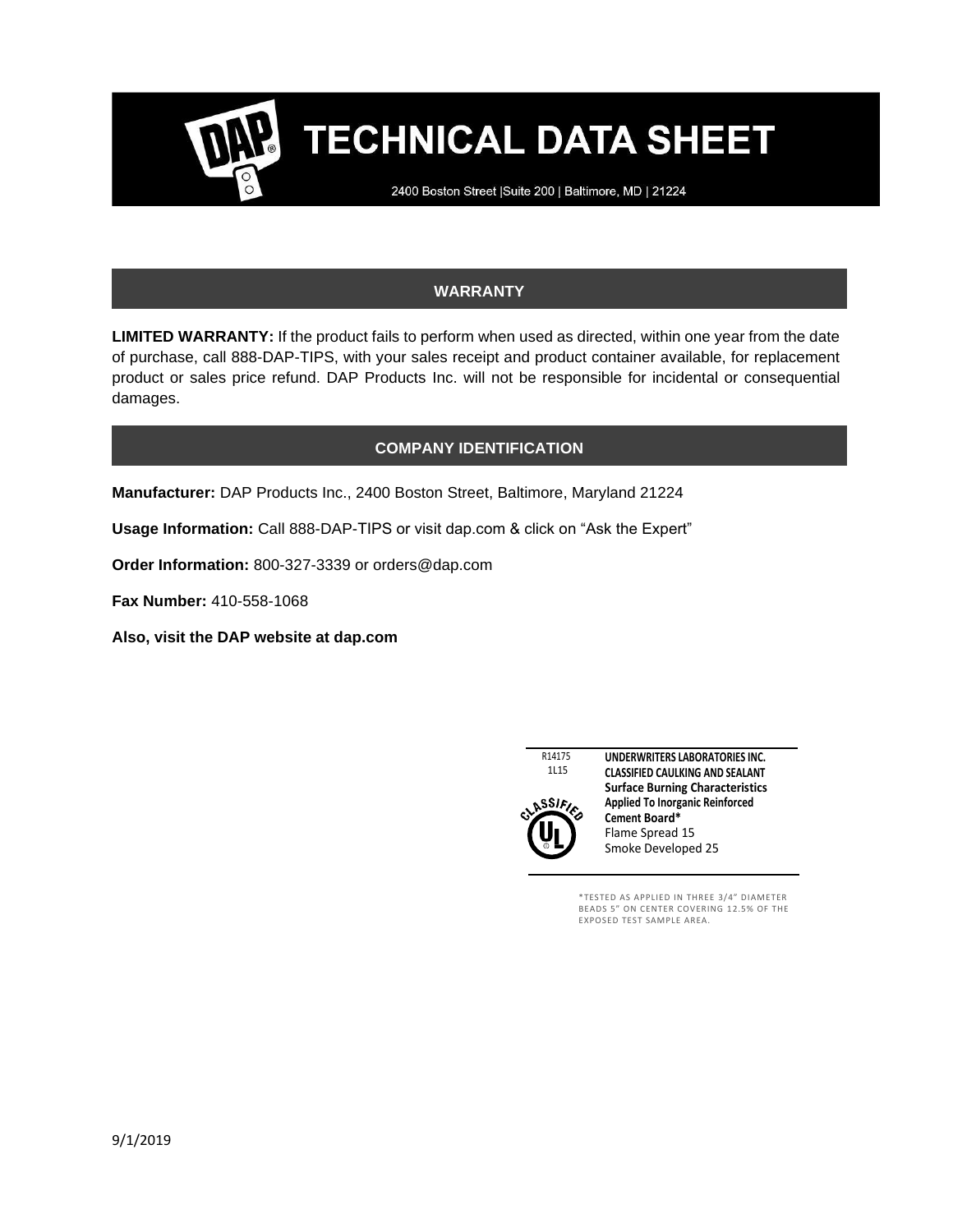# TECHNICAL DATA SHEET

2400 Boston Street |Suite 200 | Baltimore, MD | 21224

## WARRANTY

**LIMITED WARRANTY:** If the product fails to perform when used as directed, within one year from the date of purchase, call 888-DAP-TIPS, with your sales receipt and product container available, for replacement product or sales price refund. DAP Products Inc. will not be responsible for incidental or consequential damages.

## COMPANY IDENTIFICATION

**Manufacturer:** DAP Products Inc., 2400 Boston Street, Baltimore, Maryland 21224

**Usage Information:** Call 888-DAP-TIPS or visit dap.com & click on "Ask the Expert"

**Order Information:** 800-327-3339 or orders@dap.com

**Fax Number:** 410-558-1068

**Also, visit the DAP website at dap.com**

R14175
1L15

CLASSIFIED UL

**UNDERWRITERS LABORATORIES INC.**
**CLASSIFIED CAULKING AND SEALANT**
**Surface Burning Characteristics**
**Applied To Inorganic Reinforced Cement Board***
Flame Spread 15
Smoke Developed 25

*TESTED AS APPLIED IN THREE 3/4" DIAMETER BEADS 5" ON CENTER COVERING 12.5% OF THE EXPOSED TEST SAMPLE AREA.

9/1/2019